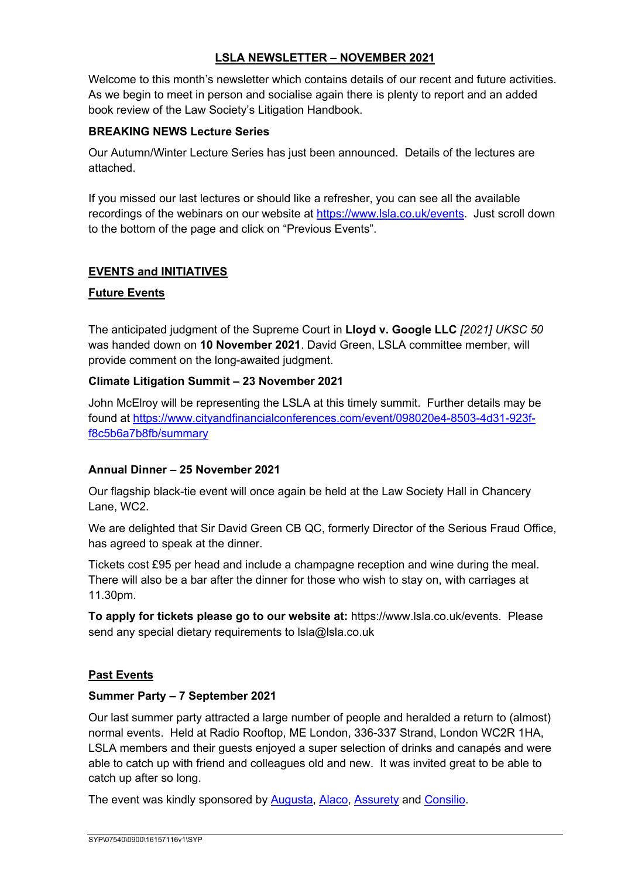# LSLA NEWSLETTER – NOVEMBER 2021

Welcome to this month's newsletter which contains details of our recent and future activities. As we begin to meet in person and socialise again there is plenty to report and an added book review of the Law Society's Litigation Handbook.

### BREAKING NEWS Lecture Series

Our Autumn/Winter Lecture Series has just been announced. Details of the lectures are attached.

If you missed our last lectures or should like a refresher, you can see all the available recordings of the webinars on our website at [https://www.lsla.co.uk/events](https://www.lsla.co.uk/events). Just scroll down to the bottom of the page and click on "Previous Events".

## EVENTS and INITIATIVES

## Future Events

The anticipated judgment of the Supreme Court in **Lloyd v. Google LLC** *[2021] UKSC 50* was handed down on **10 November 2021**. David Green, LSLA committee member, will provide comment on the long-awaited judgment.

### Climate Litigation Summit – 23 November 2021

John McElroy will be representing the LSLA at this timely summit. Further details may be found at [https://www.cityandfinancialconferences.com/event/098020e4-8503-4d31-923f-f8c5b6a7b8fb/summary](https://www.cityandfinancialconferences.com/event/098020e4-8503-4d31-923f-f8c5b6a7b8fb/summary)

### Annual Dinner – 25 November 2021

Our flagship black-tie event will once again be held at the Law Society Hall in Chancery Lane, WC2.

We are delighted that Sir David Green CB QC, formerly Director of the Serious Fraud Office, has agreed to speak at the dinner.

Tickets cost £95 per head and include a champagne reception and wine during the meal. There will also be a bar after the dinner for those who wish to stay on, with carriages at 11.30pm.

**To apply for tickets please go to our website at:** https://www.lsla.co.uk/events. Please send any special dietary requirements to lsla@lsla.co.uk

## Past Events

### Summer Party – 7 September 2021

Our last summer party attracted a large number of people and heralded a return to (almost) normal events. Held at Radio Rooftop, ME London, 336-337 Strand, London WC2R 1HA, LSLA members and their guests enjoyed a super selection of drinks and canapés and were able to catch up with friend and colleagues old and new. It was invited great to be able to catch up after so long.

The event was kindly sponsored by Augusta, Alaco, Assurety and Consilio.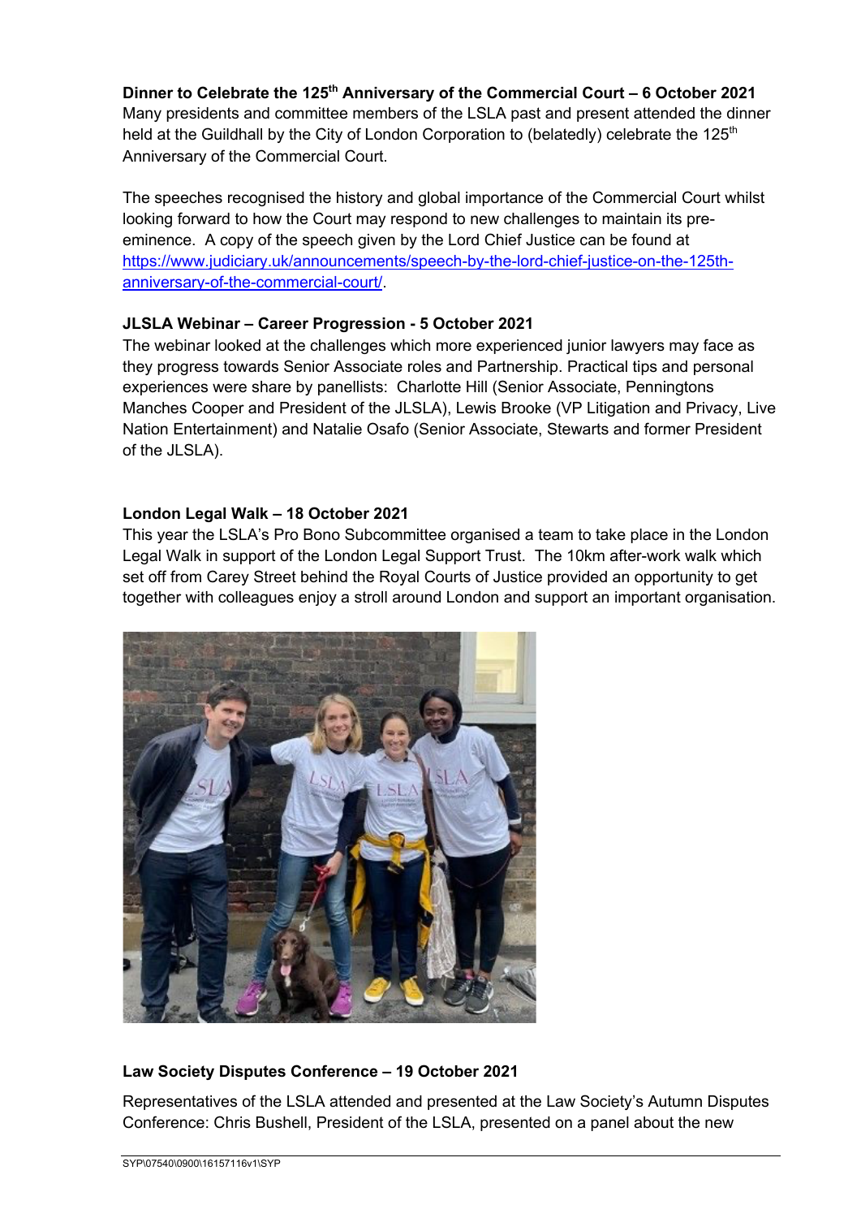**Dinner to Celebrate the 125th Anniversary of the Commercial Court – 6 October 2021**
Many presidents and committee members of the LSLA past and present attended the dinner held at the Guildhall by the City of London Corporation to (belatedly) celebrate the 125th Anniversary of the Commercial Court.

The speeches recognised the history and global importance of the Commercial Court whilst looking forward to how the Court may respond to new challenges to maintain its pre-eminence. A copy of the speech given by the Lord Chief Justice can be found at https://www.judiciary.uk/announcements/speech-by-the-lord-chief-justice-on-the-125th-anniversary-of-the-commercial-court/.

**JLSLA Webinar – Career Progression - 5 October 2021**
The webinar looked at the challenges which more experienced junior lawyers may face as they progress towards Senior Associate roles and Partnership. Practical tips and personal experiences were share by panellists: Charlotte Hill (Senior Associate, Penningtons Manches Cooper and President of the JLSLA), Lewis Brooke (VP Litigation and Privacy, Live Nation Entertainment) and Natalie Osafo (Senior Associate, Stewarts and former President of the JLSLA).

**London Legal Walk – 18 October 2021**
This year the LSLA's Pro Bono Subcommittee organised a team to take place in the London Legal Walk in support of the London Legal Support Trust. The 10km after-work walk which set off from Carey Street behind the Royal Courts of Justice provided an opportunity to get together with colleagues enjoy a stroll around London and support an important organisation.

**Law Society Disputes Conference – 19 October 2021**

Representatives of the LSLA attended and presented at the Law Society's Autumn Disputes Conference: Chris Bushell, President of the LSLA, presented on a panel about the new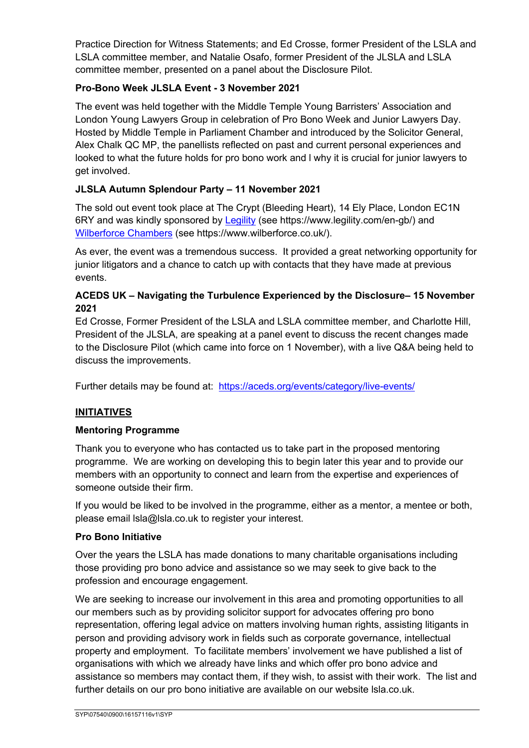Practice Direction for Witness Statements; and Ed Crosse, former President of the LSLA and LSLA committee member, and Natalie Osafo, former President of the JLSLA and LSLA committee member, presented on a panel about the Disclosure Pilot.

**Pro-Bono Week JLSLA Event - 3 November 2021**

The event was held together with the Middle Temple Young Barristers' Association and London Young Lawyers Group in celebration of Pro Bono Week and Junior Lawyers Day. Hosted by Middle Temple in Parliament Chamber and introduced by the Solicitor General, Alex Chalk QC MP, the panellists reflected on past and current personal experiences and looked to what the future holds for pro bono work and I why it is crucial for junior lawyers to get involved.

**JLSLA Autumn Splendour Party – 11 November 2021**

The sold out event took place at The Crypt (Bleeding Heart), 14 Ely Place, London EC1N 6RY and was kindly sponsored by Legility (see https://www.legility.com/en-gb/) and Wilberforce Chambers (see https://www.wilberforce.co.uk/).

As ever, the event was a tremendous success. It provided a great networking opportunity for junior litigators and a chance to catch up with contacts that they have made at previous events.

**ACEDS UK – Navigating the Turbulence Experienced by the Disclosure– 15 November 2021**

Ed Crosse, Former President of the LSLA and LSLA committee member, and Charlotte Hill, President of the JLSLA, are speaking at a panel event to discuss the recent changes made to the Disclosure Pilot (which came into force on 1 November), with a live Q&A being held to discuss the improvements.

Further details may be found at: https://aceds.org/events/category/live-events/

## INITIATIVES

**Mentoring Programme**

Thank you to everyone who has contacted us to take part in the proposed mentoring programme. We are working on developing this to begin later this year and to provide our members with an opportunity to connect and learn from the expertise and experiences of someone outside their firm.

If you would be liked to be involved in the programme, either as a mentor, a mentee or both, please email lsla@lsla.co.uk to register your interest.

**Pro Bono Initiative**

Over the years the LSLA has made donations to many charitable organisations including those providing pro bono advice and assistance so we may seek to give back to the profession and encourage engagement.

We are seeking to increase our involvement in this area and promoting opportunities to all our members such as by providing solicitor support for advocates offering pro bono representation, offering legal advice on matters involving human rights, assisting litigants in person and providing advisory work in fields such as corporate governance, intellectual property and employment. To facilitate members' involvement we have published a list of organisations with which we already have links and which offer pro bono advice and assistance so members may contact them, if they wish, to assist with their work. The list and further details on our pro bono initiative are available on our website lsla.co.uk.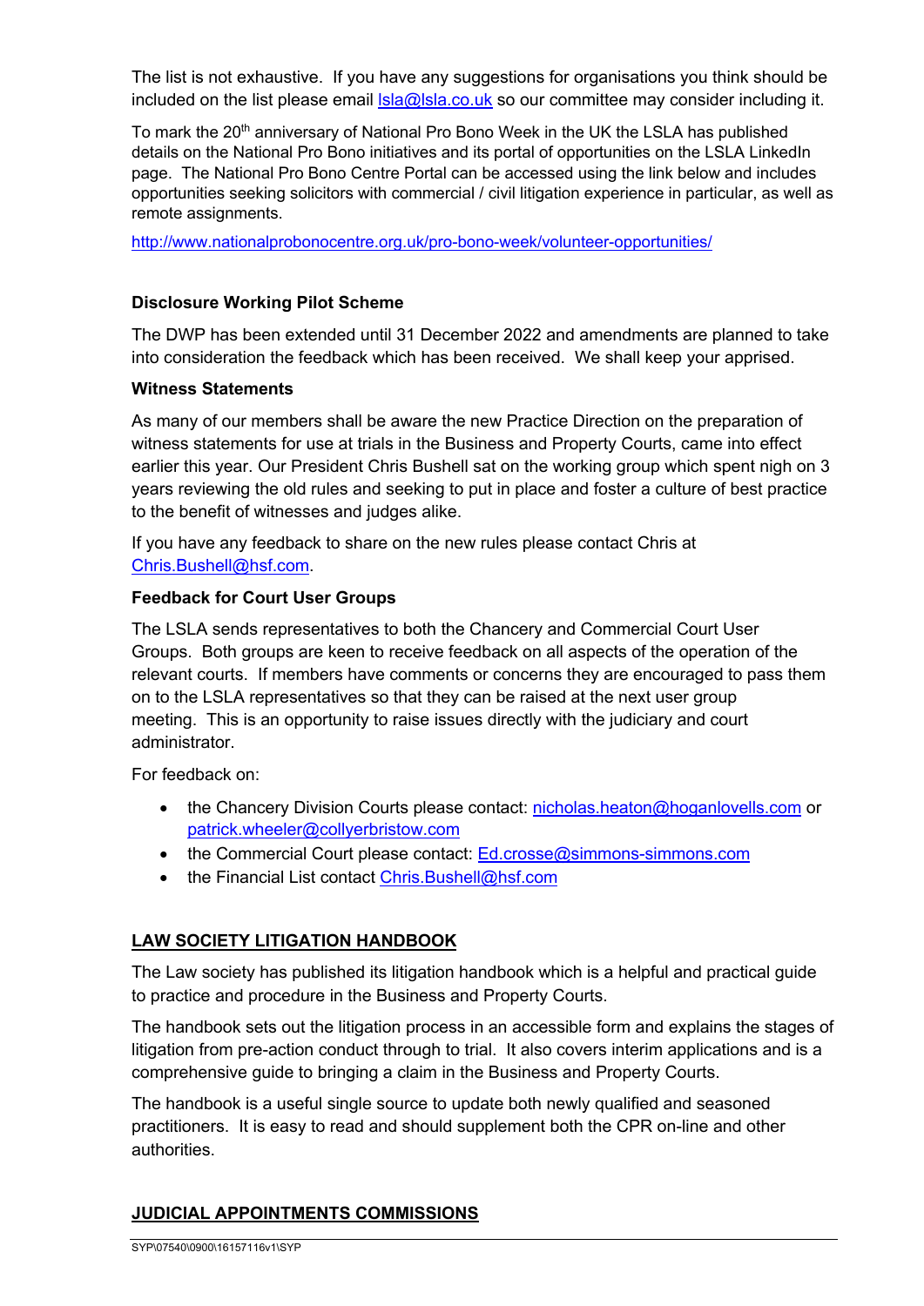The list is not exhaustive. If you have any suggestions for organisations you think should be included on the list please email [lsla@lsla.co.uk](mailto:lsla@lsla.co.uk) so our committee may consider including it.

To mark the 20th anniversary of National Pro Bono Week in the UK the LSLA has published details on the National Pro Bono initiatives and its portal of opportunities on the LSLA LinkedIn page. The National Pro Bono Centre Portal can be accessed using the link below and includes opportunities seeking solicitors with commercial / civil litigation experience in particular, as well as remote assignments.

http://www.nationalprobonocentre.org.uk/pro-bono-week/volunteer-opportunities/

**Disclosure Working Pilot Scheme**

The DWP has been extended until 31 December 2022 and amendments are planned to take into consideration the feedback which has been received. We shall keep your apprised.

**Witness Statements**

As many of our members shall be aware the new Practice Direction on the preparation of witness statements for use at trials in the Business and Property Courts, came into effect earlier this year. Our President Chris Bushell sat on the working group which spent nigh on 3 years reviewing the old rules and seeking to put in place and foster a culture of best practice to the benefit of witnesses and judges alike.

If you have any feedback to share on the new rules please contact Chris at [Chris.Bushell@hsf.com](mailto:Chris.Bushell@hsf.com).

**Feedback for Court User Groups**

The LSLA sends representatives to both the Chancery and Commercial Court User Groups. Both groups are keen to receive feedback on all aspects of the operation of the relevant courts. If members have comments or concerns they are encouraged to pass them on to the LSLA representatives so that they can be raised at the next user group meeting. This is an opportunity to raise issues directly with the judiciary and court administrator.

For feedback on:

- the Chancery Division Courts please contact: [nicholas.heaton@hoganlovells.com](mailto:nicholas.heaton@hoganlovells.com) or [patrick.wheeler@collyerbristow.com](mailto:patrick.wheeler@collyerbristow.com)
- the Commercial Court please contact: [Ed.crosse@simmons-simmons.com](mailto:Ed.crosse@simmons-simmons.com)
- the Financial List contact [Chris.Bushell@hsf.com](mailto:Chris.Bushell@hsf.com)

## LAW SOCIETY LITIGATION HANDBOOK

The Law society has published its litigation handbook which is a helpful and practical guide to practice and procedure in the Business and Property Courts.

The handbook sets out the litigation process in an accessible form and explains the stages of litigation from pre-action conduct through to trial. It also covers interim applications and is a comprehensive guide to bringing a claim in the Business and Property Courts.

The handbook is a useful single source to update both newly qualified and seasoned practitioners. It is easy to read and should supplement both the CPR on-line and other authorities.

## JUDICIAL APPOINTMENTS COMMISSIONS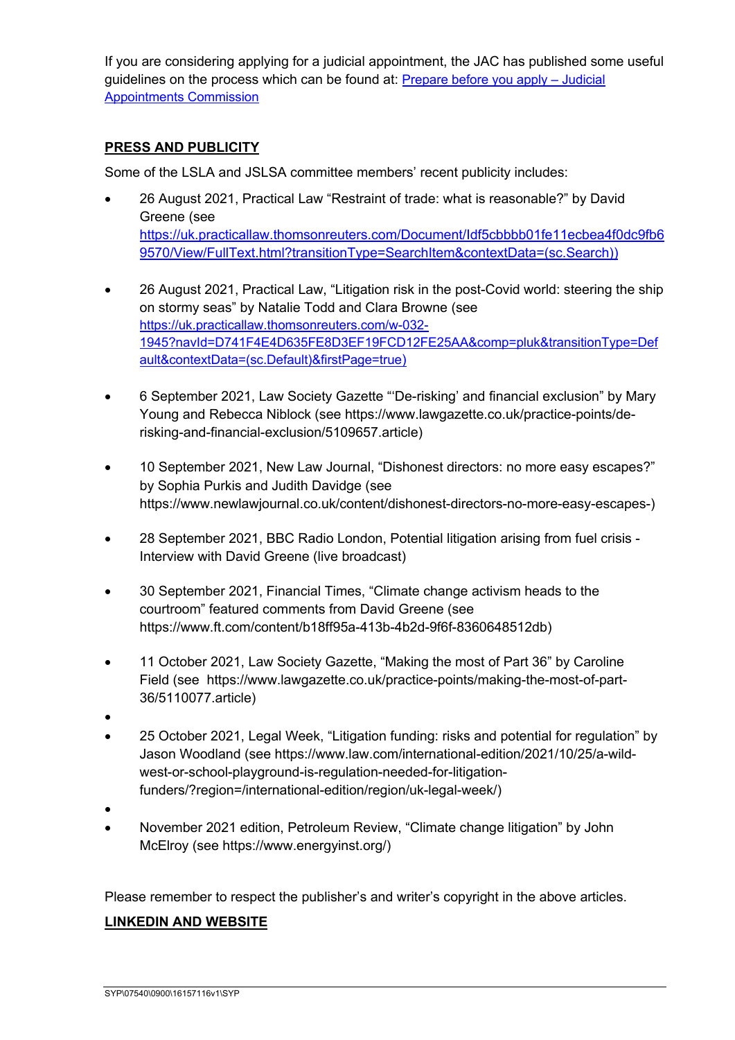If you are considering applying for a judicial appointment, the JAC has published some useful guidelines on the process which can be found at: [Prepare before you apply – Judicial Appointments Commission]()

**PRESS AND PUBLICITY**

Some of the LSLA and JSLSA committee members' recent publicity includes:

- 26 August 2021, Practical Law "Restraint of trade: what is reasonable?" by David Greene (see https://uk.practicallaw.thomsonreuters.com/Document/Idf5cbbbb01fe11ecbea4f0dc9fb69570/View/FullText.html?transitionType=SearchItem&contextData=(sc.Search))

- 26 August 2021, Practical Law, "Litigation risk in the post-Covid world: steering the ship on stormy seas" by Natalie Todd and Clara Browne (see https://uk.practicallaw.thomsonreuters.com/w-032-1945?navId=D741F4E4D635FE8D3EF19FCD12FE25AA&comp=pluk&transitionType=Default&contextData=(sc.Default)&firstPage=true)

- 6 September 2021, Law Society Gazette "'De-risking' and financial exclusion" by Mary Young and Rebecca Niblock (see https://www.lawgazette.co.uk/practice-points/de-risking-and-financial-exclusion/5109657.article)

- 10 September 2021, New Law Journal, "Dishonest directors: no more easy escapes?" by Sophia Purkis and Judith Davidge (see https://www.newlawjournal.co.uk/content/dishonest-directors-no-more-easy-escapes-)

- 28 September 2021, BBC Radio London, Potential litigation arising from fuel crisis - Interview with David Greene (live broadcast)

- 30 September 2021, Financial Times, "Climate change activism heads to the courtroom" featured comments from David Greene (see https://www.ft.com/content/b18ff95a-413b-4b2d-9f6f-8360648512db)

- 11 October 2021, Law Society Gazette, "Making the most of Part 36" by Caroline Field (see https://www.lawgazette.co.uk/practice-points/making-the-most-of-part-36/5110077.article)

- 25 October 2021, Legal Week, "Litigation funding: risks and potential for regulation" by Jason Woodland (see https://www.law.com/international-edition/2021/10/25/a-wild-west-or-school-playground-is-regulation-needed-for-litigation-funders/?region=/international-edition/region/uk-legal-week/)

- November 2021 edition, Petroleum Review, "Climate change litigation" by John McElroy (see https://www.energyinst.org/)

Please remember to respect the publisher's and writer's copyright in the above articles.

**LINKEDIN AND WEBSITE**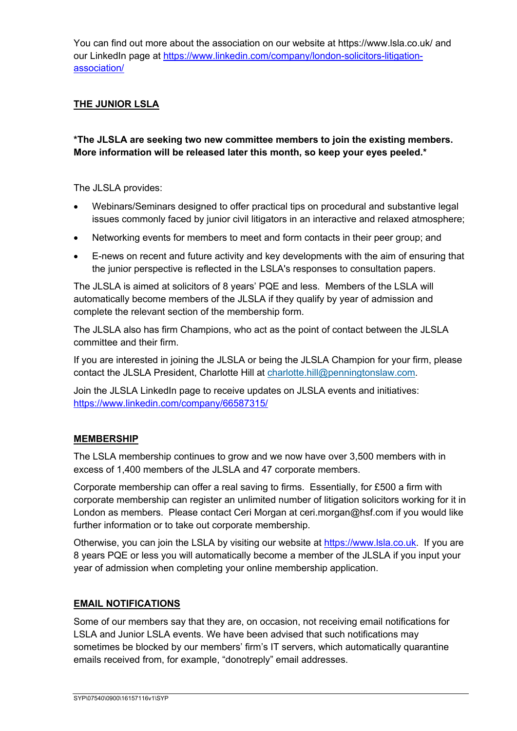You can find out more about the association on our website at https://www.lsla.co.uk/ and our LinkedIn page at [https://www.linkedin.com/company/london-solicitors-litigation-association/](https://www.linkedin.com/company/london-solicitors-litigation-association/)

## THE JUNIOR LSLA

***The JLSLA are seeking two new committee members to join the existing members. More information will be released later this month, so keep your eyes peeled.***

The JLSLA provides:

- Webinars/Seminars designed to offer practical tips on procedural and substantive legal issues commonly faced by junior civil litigators in an interactive and relaxed atmosphere;
- Networking events for members to meet and form contacts in their peer group; and
- E-news on recent and future activity and key developments with the aim of ensuring that the junior perspective is reflected in the LSLA's responses to consultation papers.

The JLSLA is aimed at solicitors of 8 years' PQE and less. Members of the LSLA will automatically become members of the JLSLA if they qualify by year of admission and complete the relevant section of the membership form.

The JLSLA also has firm Champions, who act as the point of contact between the JLSLA committee and their firm.

If you are interested in joining the JLSLA or being the JLSLA Champion for your firm, please contact the JLSLA President, Charlotte Hill at [charlotte.hill@penningtonslaw.com](mailto:charlotte.hill@penningtonslaw.com).

Join the JLSLA LinkedIn page to receive updates on JLSLA events and initiatives: [https://www.linkedin.com/company/66587315/](https://www.linkedin.com/company/66587315/)

## MEMBERSHIP

The LSLA membership continues to grow and we now have over 3,500 members with in excess of 1,400 members of the JLSLA and 47 corporate members.

Corporate membership can offer a real saving to firms. Essentially, for £500 a firm with corporate membership can register an unlimited number of litigation solicitors working for it in London as members. Please contact Ceri Morgan at ceri.morgan@hsf.com if you would like further information or to take out corporate membership.

Otherwise, you can join the LSLA by visiting our website at [https://www.lsla.co.uk](https://www.lsla.co.uk). If you are 8 years PQE or less you will automatically become a member of the JLSLA if you input your year of admission when completing your online membership application.

## EMAIL NOTIFICATIONS

Some of our members say that they are, on occasion, not receiving email notifications for LSLA and Junior LSLA events. We have been advised that such notifications may sometimes be blocked by our members' firm's IT servers, which automatically quarantine emails received from, for example, "donotreply" email addresses.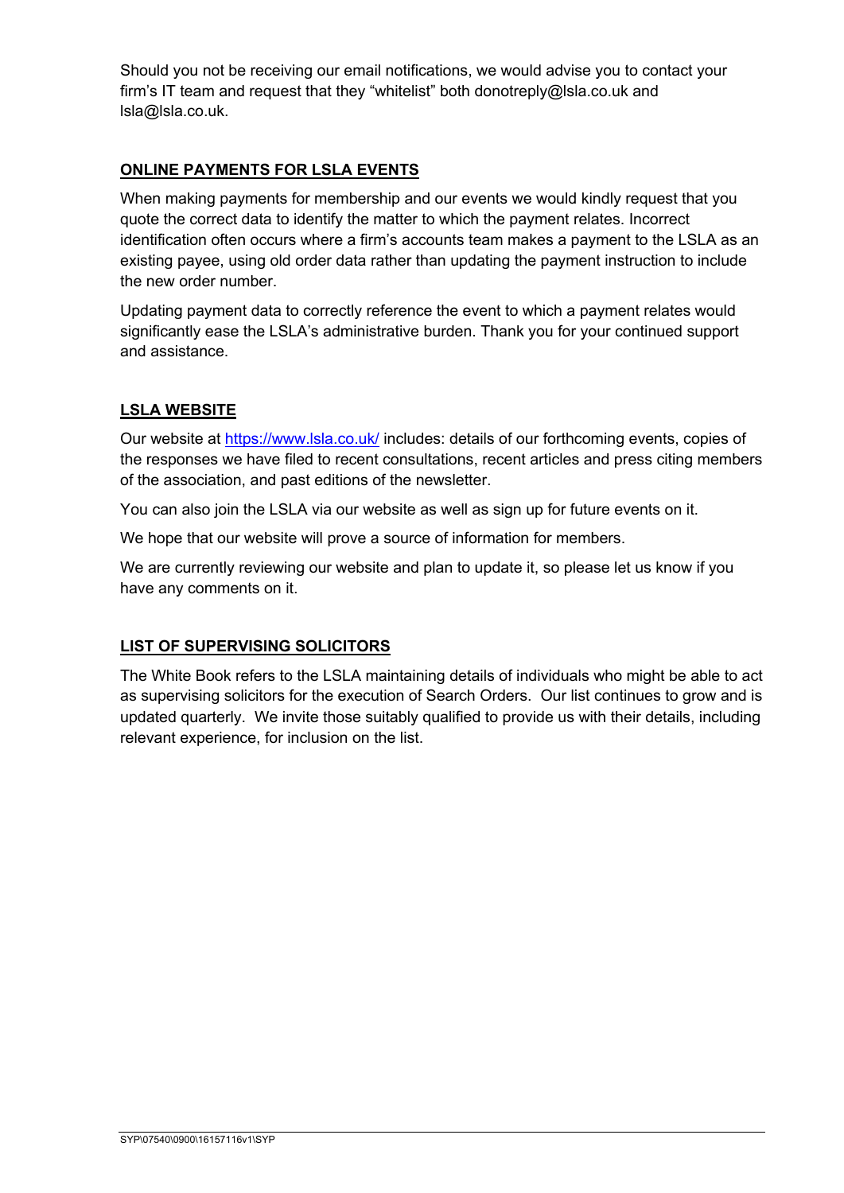Should you not be receiving our email notifications, we would advise you to contact your firm's IT team and request that they "whitelist" both donotreply@lsla.co.uk and lsla@lsla.co.uk.

## ONLINE PAYMENTS FOR LSLA EVENTS

When making payments for membership and our events we would kindly request that you quote the correct data to identify the matter to which the payment relates. Incorrect identification often occurs where a firm's accounts team makes a payment to the LSLA as an existing payee, using old order data rather than updating the payment instruction to include the new order number.

Updating payment data to correctly reference the event to which a payment relates would significantly ease the LSLA's administrative burden. Thank you for your continued support and assistance.

## LSLA WEBSITE

Our website at [https://www.lsla.co.uk/](https://www.lsla.co.uk/) includes: details of our forthcoming events, copies of the responses we have filed to recent consultations, recent articles and press citing members of the association, and past editions of the newsletter.

You can also join the LSLA via our website as well as sign up for future events on it.

We hope that our website will prove a source of information for members.

We are currently reviewing our website and plan to update it, so please let us know if you have any comments on it.

## LIST OF SUPERVISING SOLICITORS

The White Book refers to the LSLA maintaining details of individuals who might be able to act as supervising solicitors for the execution of Search Orders. Our list continues to grow and is updated quarterly. We invite those suitably qualified to provide us with their details, including relevant experience, for inclusion on the list.